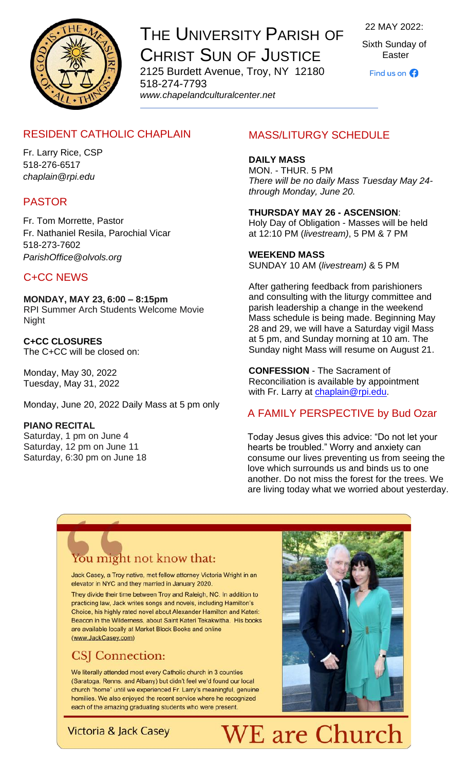# The University Parish of Christ Sun of Justice

2125 Burdett Avenue, Troy, NY 12180
518-274-7793
*www.chapelandculturalcenter.net*

22 MAY 2022:
Sixth Sunday of Easter

Find us on Facebook

## RESIDENT CATHOLIC CHAPLAIN

Fr. Larry Rice, CSP
518-276-6517
*chaplain@rpi.edu*

## PASTOR

Fr. Tom Morrette, Pastor
Fr. Nathaniel Resila, Parochial Vicar
518-273-7602
*ParishOffice@olvols.org*

## C+CC NEWS

**MONDAY, MAY 23, 6:00 – 8:15pm**
RPI Summer Arch Students Welcome Movie Night

**C+CC CLOSURES**
The C+CC will be closed on:

Monday, May 30, 2022
Tuesday, May 31, 2022

Monday, June 20, 2022 Daily Mass at 5 pm only

**PIANO RECITAL**
Saturday, 1 pm on June 4
Saturday, 12 pm on June 11
Saturday, 6:30 pm on June 18

## MASS/LITURGY SCHEDULE

**DAILY MASS**
MON. - THUR. 5 PM
*There will be no daily Mass Tuesday May 24- through Monday, June 20.*

**THURSDAY MAY 26 - ASCENSION**:
Holy Day of Obligation - Masses will be held at 12:10 PM (*livestream)*, 5 PM & 7 PM

**WEEKEND MASS**
SUNDAY 10 AM (*livestream)* & 5 PM

After gathering feedback from parishioners and consulting with the liturgy committee and parish leadership a change in the weekend Mass schedule is being made. Beginning May 28 and 29, we will have a Saturday vigil Mass at 5 pm, and Sunday morning at 10 am. The Sunday night Mass will resume on August 21.

**CONFESSION** - The Sacrament of Reconciliation is available by appointment with Fr. Larry at chaplain@rpi.edu.

## A FAMILY PERSPECTIVE by Bud Ozar

Today Jesus gives this advice: “Do not let your hearts be troubled.” Worry and anxiety can consume our lives preventing us from seeing the love which surrounds us and binds us to one another. Do not miss the forest for the trees. We are living today what we worried about yesterday.

## You might not know that:

Jack Casey, a Troy native, met fellow attorney Victoria Wright in an elevator in NYC and they married in January 2020.

They divide their time between Troy and Raleigh, NC. In addition to practicing law, Jack writes songs and novels, including Hamilton's Choice, his highly rated novel about Alexander Hamilton and Kateri: Beacon in the Wilderness, about Saint Kateri Tekakwitha. His books are available locally at Market Block Books and online (www.JackCasey.com)

## CSJ Connection:

We literally attended most every Catholic church in 3 counties (Saratoga, Renns. and Albany) but didn't feel we'd found our local church "home" until we experienced Fr. Larry's meaningful, genuine homilies. We also enjoyed the recent service where he recognized each of the amazing graduating students who were present.

Victoria & Jack Casey

**WE are Church**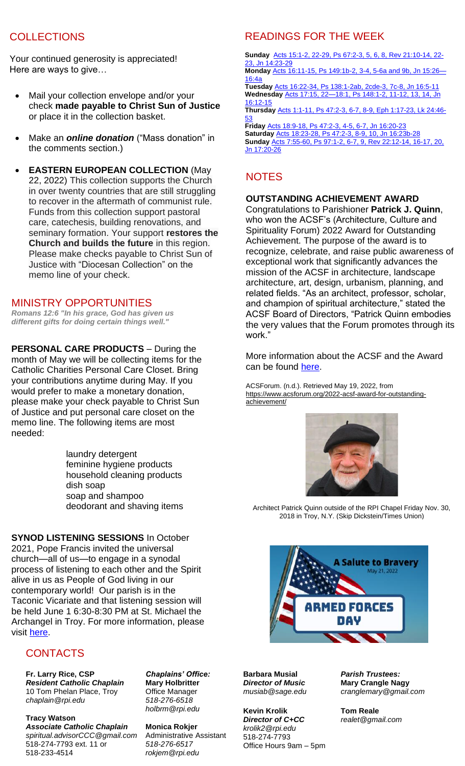## COLLECTIONS

Your continued generosity is appreciated!
Here are ways to give…

- Mail your collection envelope and/or your check **made payable to Christ Sun of Justice** or place it in the collection basket.
- Make an ***online donation*** ("Mass donation" in the comments section.)
- **EASTERN EUROPEAN COLLECTION** (May 22, 2022) This collection supports the Church in over twenty countries that are still struggling to recover in the aftermath of communist rule. Funds from this collection support pastoral care, catechesis, building renovations, and seminary formation. Your support **restores the Church and builds the future** in this region. Please make checks payable to Christ Sun of Justice with "Diocesan Collection" on the memo line of your check.

## MINISTRY OPPORTUNITIES

***Romans 12:6 "In his grace, God has given us different gifts for doing certain things well."***

**PERSONAL CARE PRODUCTS** – During the month of May we will be collecting items for the Catholic Charities Personal Care Closet. Bring your contributions anytime during May. If you would prefer to make a monetary donation, please make your check payable to Christ Sun of Justice and put personal care closet on the memo line. The following items are most needed:

laundry detergent
feminine hygiene products
household cleaning products
dish soap
soap and shampoo
deodorant and shaving items

**SYNOD LISTENING SESSIONS** In October 2021, Pope Francis invited the universal church—all of us—to engage in a synodal process of listening to each other and the Spirit alive in us as People of God living in our contemporary world! Our parish is in the Taconic Vicariate and that listening session will be held June 1 6:30-8:30 PM at St. Michael the Archangel in Troy. For more information, please visit here.

## READINGS FOR THE WEEK

**Sunday** Acts 15:1-2, 22-29, Ps 67:2-3, 5, 6, 8, Rev 21:10-14, 22-23, Jn 14:23-29
**Monday** Acts 16:11-15, Ps 149:1b-2, 3-4, 5-6a and 9b, Jn 15:26—16:4a
**Tuesday** Acts 16:22-34, Ps 138:1-2ab, 2cde-3, 7c-8, Jn 16:5-11
**Wednesday** Acts 17:15, 22—18:1, Ps 148:1-2, 11-12, 13, 14, Jn 16:12-15
**Thursday** Acts 1:1-11, Ps 47:2-3, 6-7, 8-9, Eph 1:17-23, Lk 24:46-53
**Friday** Acts 18:9-18, Ps 47:2-3, 4-5, 6-7, Jn 16:20-23
**Saturday** Acts 18:23-28, Ps 47:2-3, 8-9, 10, Jn 16:23b-28
**Sunday** Acts 7:55-60, Ps 97:1-2, 6-7, 9, Rev 22:12-14, 16-17, 20, Jn 17:20-26

## NOTES

**OUTSTANDING ACHIEVEMENT AWARD**
Congratulations to Parishioner **Patrick J. Quinn**, who won the ACSF's (Architecture, Culture and Spirituality Forum) 2022 Award for Outstanding Achievement. The purpose of the award is to recognize, celebrate, and raise public awareness of exceptional work that significantly advances the mission of the ACSF in architecture, landscape architecture, art, design, urbanism, planning, and related fields. "As an architect, professor, scholar, and champion of spiritual architecture," stated the ACSF Board of Directors, "Patrick Quinn embodies the very values that the Forum promotes through its work."

More information about the ACSF and the Award can be found here.

ACSForum. (n.d.). Retrieved May 19, 2022, from https://www.acsforum.org/2022-acsf-award-for-outstanding-achievement/

Architect Patrick Quinn outside of the RPI Chapel Friday Nov. 30, 2018 in Troy, N.Y. (Skip Dickstein/Times Union)

A Salute to Bravery
May 21, 2022
ARMED FORCES DAY

## CONTACTS

**Fr. Larry Rice, CSP**
***Resident Catholic Chaplain***
10 Tom Phelan Place, Troy
*chaplain@rpi.edu*

**Tracy Watson**
***Associate Catholic Chaplain***
*spiritual.advisorCCC@gmail.com*
518-274-7793 ext. 11 or
518-233-4514

***Chaplains' Office:***
**Mary Holbritter**
Office Manager
*518-276-6518*
*holbrm@rpi.edu*

**Monica Rokjer**
Administrative Assistant
*518-276-6517*
*rokjem@rpi.edu*

**Barbara Musial**
***Director of Music***
*musiab@sage.edu*

**Kevin Krolik**
***Director of C+CC***
*krolik2@rpi.edu*
518-274-7793
Office Hours 9am – 5pm

***Parish Trustees:***
**Mary Crangle Nagy**
*cranglemary@gmail.com*

**Tom Reale**
*realet@gmail.com*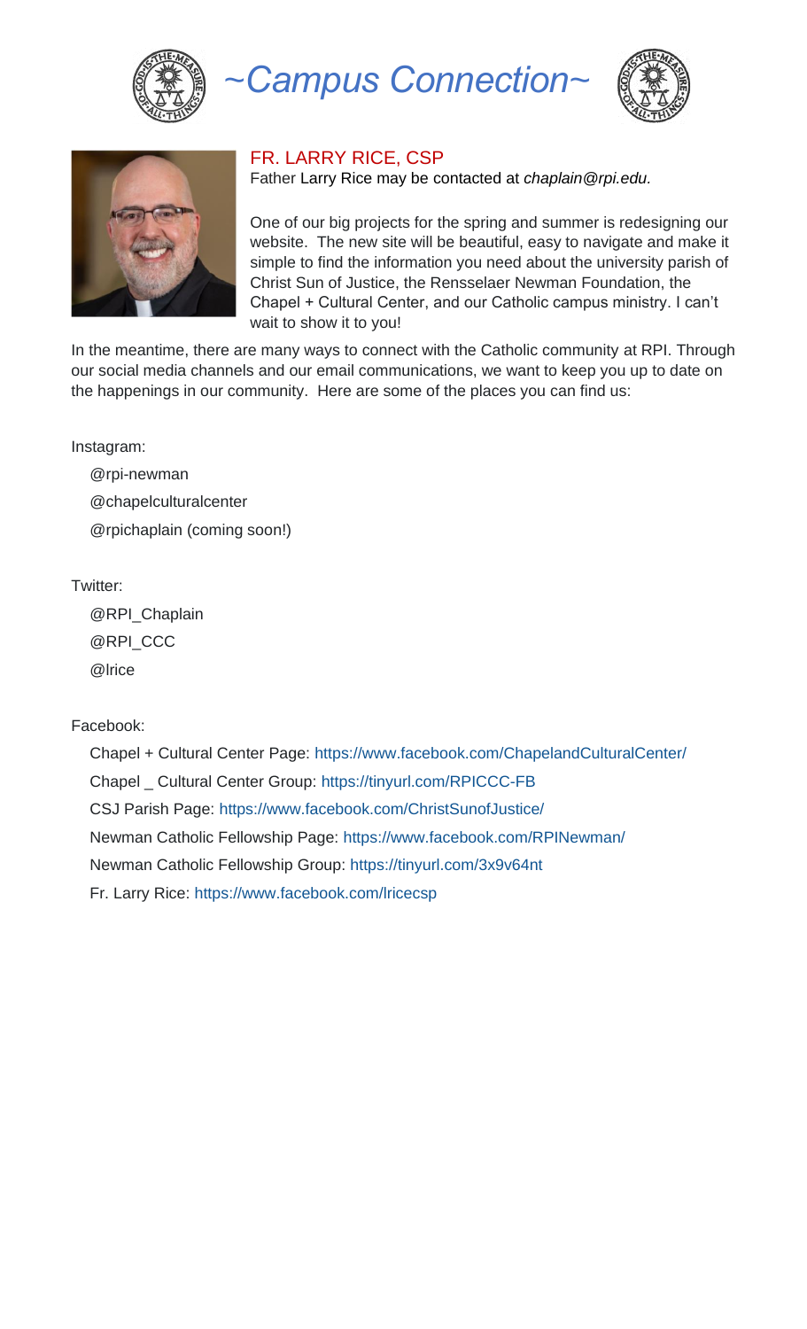# ~Campus Connection~

## FR. LARRY RICE, CSP

Father Larry Rice may be contacted at *chaplain@rpi.edu.*

One of our big projects for the spring and summer is redesigning our website. The new site will be beautiful, easy to navigate and make it simple to find the information you need about the university parish of Christ Sun of Justice, the Rensselaer Newman Foundation, the Chapel + Cultural Center, and our Catholic campus ministry. I can't wait to show it to you!

In the meantime, there are many ways to connect with the Catholic community at RPI. Through our social media channels and our email communications, we want to keep you up to date on the happenings in our community. Here are some of the places you can find us:

Instagram:

- @rpi-newman
- @chapelculturalcenter
- @rpichaplain (coming soon!)

Twitter:

- @RPI_Chaplain
- @RPI_CCC
- @lrice

Facebook:

- Chapel + Cultural Center Page: https://www.facebook.com/ChapelandCulturalCenter/
- Chapel _ Cultural Center Group: https://tinyurl.com/RPICCC-FB
- CSJ Parish Page: https://www.facebook.com/ChristSunofJustice/
- Newman Catholic Fellowship Page: https://www.facebook.com/RPINewman/
- Newman Catholic Fellowship Group: https://tinyurl.com/3x9v64nt
- Fr. Larry Rice: https://www.facebook.com/lricecsp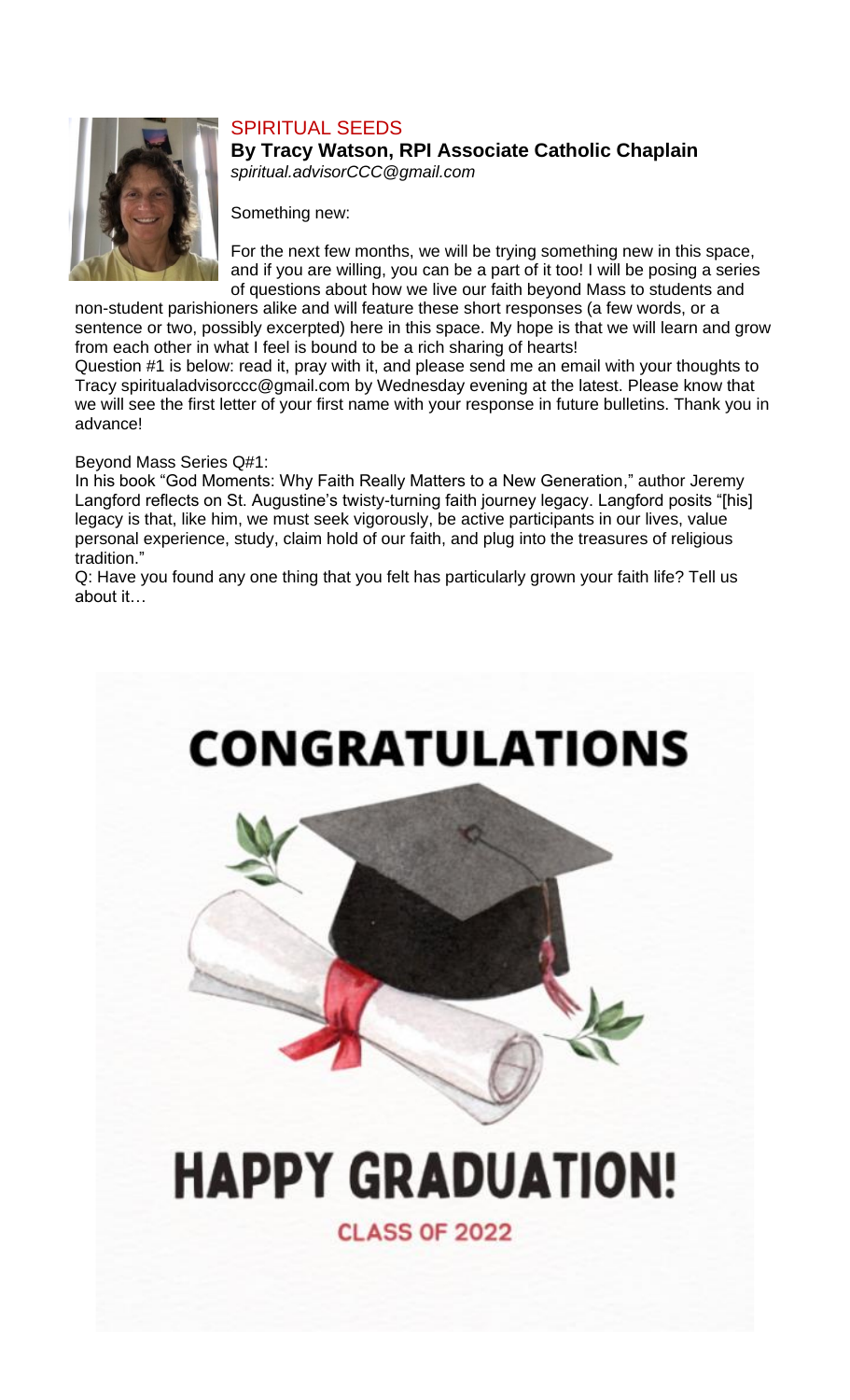## SPIRITUAL SEEDS

**By Tracy Watson, RPI Associate Catholic Chaplain**
*spiritual.advisorCCC@gmail.com*

Something new:

For the next few months, we will be trying something new in this space, and if you are willing, you can be a part of it too! I will be posing a series of questions about how we live our faith beyond Mass to students and non-student parishioners alike and will feature these short responses (a few words, or a sentence or two, possibly excerpted) here in this space. My hope is that we will learn and grow from each other in what I feel is bound to be a rich sharing of hearts!

Question #1 is below: read it, pray with it, and please send me an email with your thoughts to Tracy spiritualadvisorccc@gmail.com by Wednesday evening at the latest. Please know that we will see the first letter of your first name with your response in future bulletins. Thank you in advance!

Beyond Mass Series Q#1:

In his book "God Moments: Why Faith Really Matters to a New Generation," author Jeremy Langford reflects on St. Augustine's twisty-turning faith journey legacy. Langford posits "[his] legacy is that, like him, we must seek vigorously, be active participants in our lives, value personal experience, study, claim hold of our faith, and plug into the treasures of religious tradition."

Q: Have you found any one thing that you felt has particularly grown your faith life? Tell us about it…

# CONGRATULATIONS

# HAPPY GRADUATION!

CLASS OF 2022